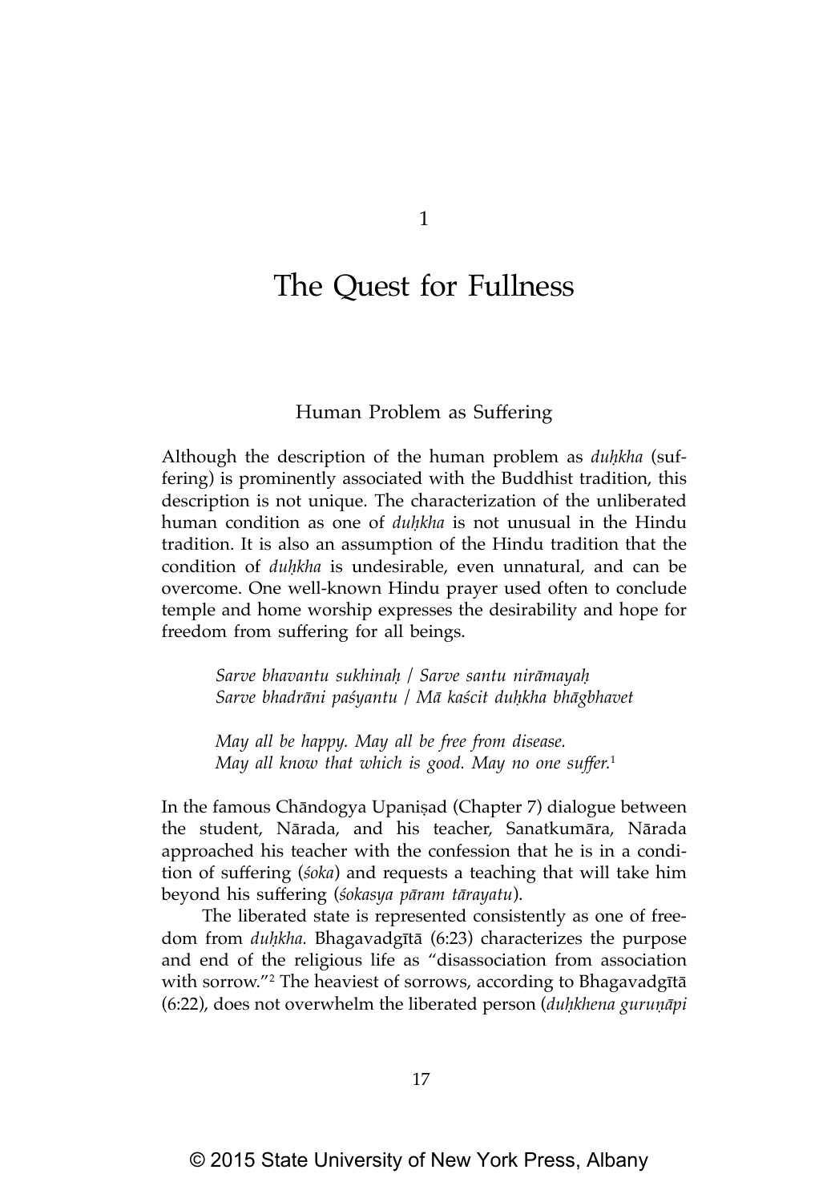1

# The Quest for Fullness

## Human Problem as Suffering

Although the description of the human problem as *duḥkha* (suffering) is prominently associated with the Buddhist tradition, this description is not unique. The characterization of the unliberated human condition as one of *duḥkha* is not unusual in the Hindu tradition. It is also an assumption of the Hindu tradition that the condition of *duḥkha* is undesirable, even unnatural, and can be overcome. One well-known Hindu prayer used often to conclude temple and home worship expresses the desirability and hope for freedom from suffering for all beings.

> *Sarve bhavantu sukhinaḥ / Sarve santu nirāmayaḥ*
> *Sarve bhadrāni paśyantu / Mā kaścit duḥkha bhāgbhavet*
>
> *May all be happy. May all be free from disease.*
> *May all know that which is good. May no one suffer.*[1]

In the famous Chāndogya Upaniṣad (Chapter 7) dialogue between the student, Nārada, and his teacher, Sanatkumāra, Nārada approached his teacher with the confession that he is in a condition of suffering (*śoka*) and requests a teaching that will take him beyond his suffering (*śokasya pāram tārayatu*).

The liberated state is represented consistently as one of freedom from *duḥkha.* Bhagavadgītā (6:23) characterizes the purpose and end of the religious life as "disassociation from association with sorrow."[2] The heaviest of sorrows, according to Bhagavadgītā (6:22), does not overwhelm the liberated person (*duḥkhena guruṇāpi*

© 2015 State University of New York Press, Albany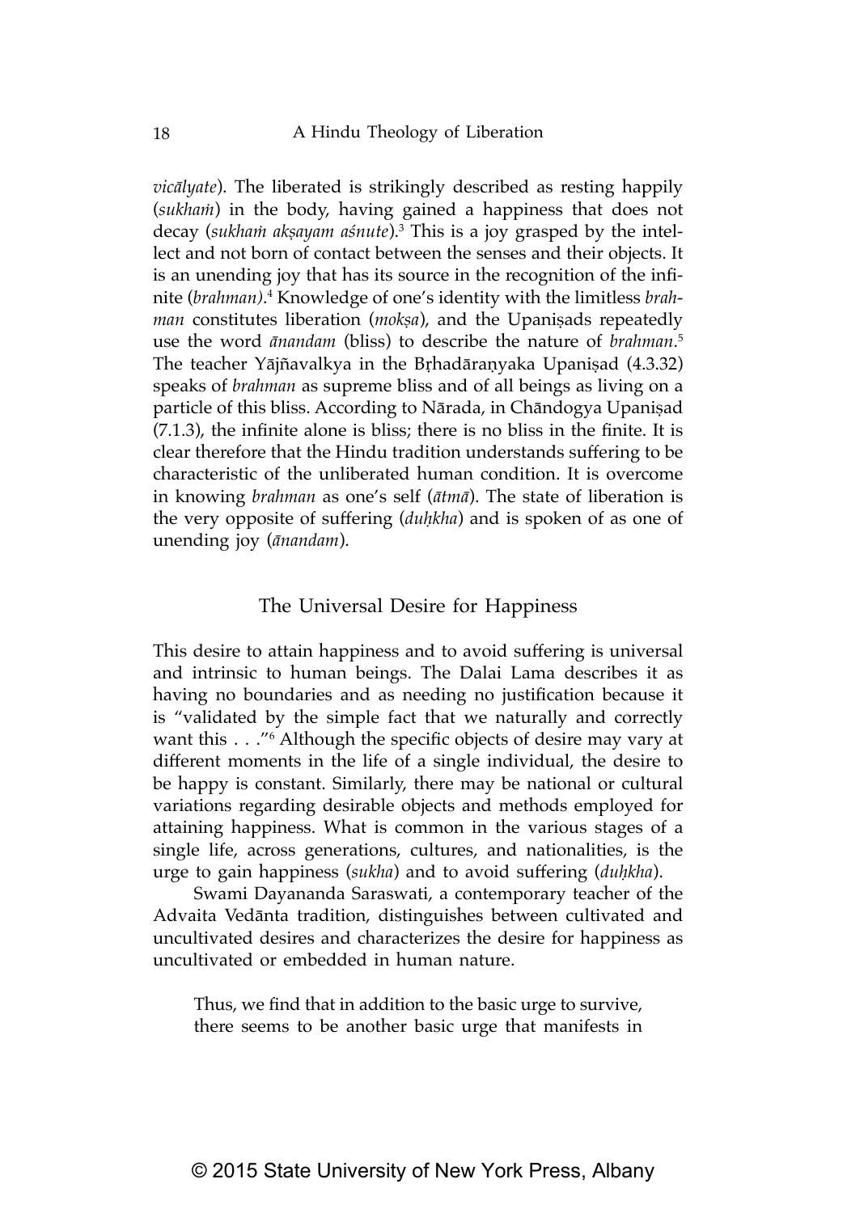*vicālyate*). The liberated is strikingly described as resting happily (*sukhaṁ*) in the body, having gained a happiness that does not decay (*sukhaṁ akṣayam aśnute*).[3] This is a joy grasped by the intellect and not born of contact between the senses and their objects. It is an unending joy that has its source in the recognition of the infinite (*brahman*).[4] Knowledge of one's identity with the limitless *brahman* constitutes liberation (*mokṣa*), and the Upaniṣads repeatedly use the word *ānandam* (bliss) to describe the nature of *brahman*.[5] The teacher Yājñavalkya in the Bṛhadāraṇyaka Upaniṣad (4.3.32) speaks of *brahman* as supreme bliss and of all beings as living on a particle of this bliss. According to Nārada, in Chāndogya Upaniṣad (7.1.3), the infinite alone is bliss; there is no bliss in the finite. It is clear therefore that the Hindu tradition understands suffering to be characteristic of the unliberated human condition. It is overcome in knowing *brahman* as one's self (*ātmā*). The state of liberation is the very opposite of suffering (*duḥkha*) and is spoken of as one of unending joy (*ānandam*).

## The Universal Desire for Happiness

This desire to attain happiness and to avoid suffering is universal and intrinsic to human beings. The Dalai Lama describes it as having no boundaries and as needing no justification because it is "validated by the simple fact that we naturally and correctly want this . . ."[6] Although the specific objects of desire may vary at different moments in the life of a single individual, the desire to be happy is constant. Similarly, there may be national or cultural variations regarding desirable objects and methods employed for attaining happiness. What is common in the various stages of a single life, across generations, cultures, and nationalities, is the urge to gain happiness (*sukha*) and to avoid suffering (*duḥkha*).

Swami Dayananda Saraswati, a contemporary teacher of the Advaita Vedānta tradition, distinguishes between cultivated and uncultivated desires and characterizes the desire for happiness as uncultivated or embedded in human nature.

> Thus, we find that in addition to the basic urge to survive, there seems to be another basic urge that manifests in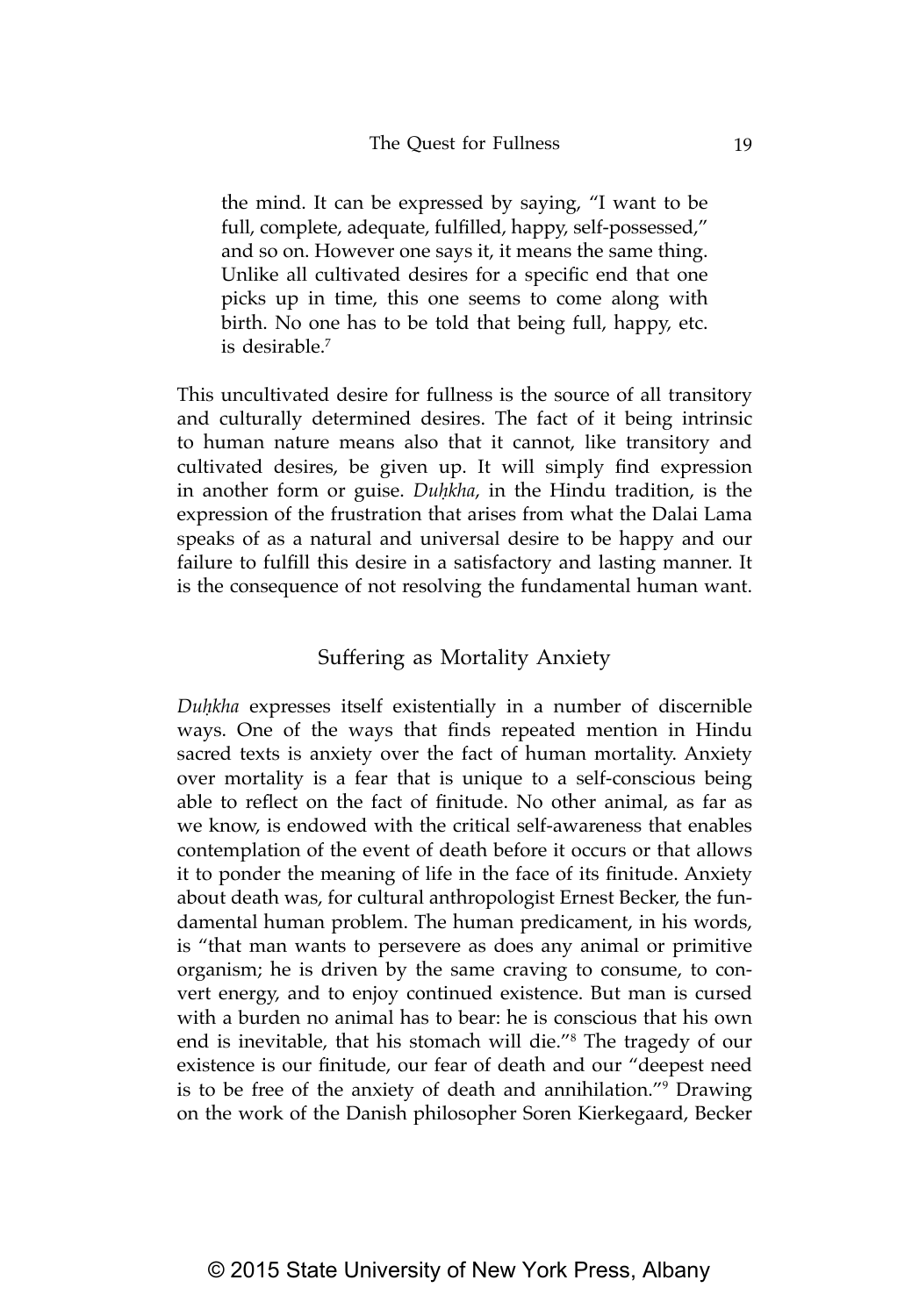> the mind. It can be expressed by saying, "I want to be full, complete, adequate, fulfilled, happy, self-possessed," and so on. However one says it, it means the same thing. Unlike all cultivated desires for a specific end that one picks up in time, this one seems to come along with birth. No one has to be told that being full, happy, etc. is desirable.[7]

This uncultivated desire for fullness is the source of all transitory and culturally determined desires. The fact of it being intrinsic to human nature means also that it cannot, like transitory and cultivated desires, be given up. It will simply find expression in another form or guise. *Duḥkha*, in the Hindu tradition, is the expression of the frustration that arises from what the Dalai Lama speaks of as a natural and universal desire to be happy and our failure to fulfill this desire in a satisfactory and lasting manner. It is the consequence of not resolving the fundamental human want.

## Suffering as Mortality Anxiety

*Duḥkha* expresses itself existentially in a number of discernible ways. One of the ways that finds repeated mention in Hindu sacred texts is anxiety over the fact of human mortality. Anxiety over mortality is a fear that is unique to a self-conscious being able to reflect on the fact of finitude. No other animal, as far as we know, is endowed with the critical self-awareness that enables contemplation of the event of death before it occurs or that allows it to ponder the meaning of life in the face of its finitude. Anxiety about death was, for cultural anthropologist Ernest Becker, the fundamental human problem. The human predicament, in his words, is "that man wants to persevere as does any animal or primitive organism; he is driven by the same craving to consume, to convert energy, and to enjoy continued existence. But man is cursed with a burden no animal has to bear: he is conscious that his own end is inevitable, that his stomach will die."[8] The tragedy of our existence is our finitude, our fear of death and our "deepest need is to be free of the anxiety of death and annihilation."[9] Drawing on the work of the Danish philosopher Soren Kierkegaard, Becker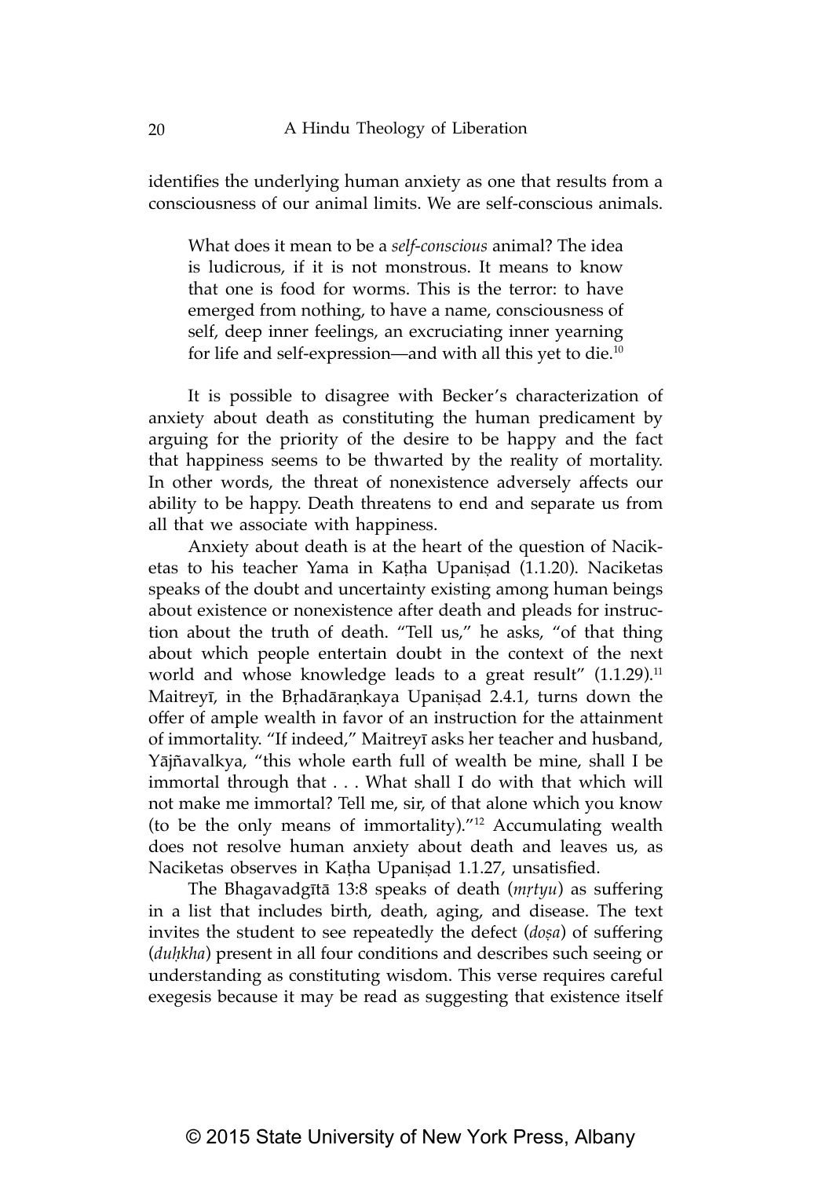identifies the underlying human anxiety as one that results from a consciousness of our animal limits. We are self-conscious animals.

> What does it mean to be a *self-conscious* animal? The idea is ludicrous, if it is not monstrous. It means to know that one is food for worms. This is the terror: to have emerged from nothing, to have a name, consciousness of self, deep inner feelings, an excruciating inner yearning for life and self-expression—and with all this yet to die.[10]

It is possible to disagree with Becker's characterization of anxiety about death as constituting the human predicament by arguing for the priority of the desire to be happy and the fact that happiness seems to be thwarted by the reality of mortality. In other words, the threat of nonexistence adversely affects our ability to be happy. Death threatens to end and separate us from all that we associate with happiness.

Anxiety about death is at the heart of the question of Naciketas to his teacher Yama in Kaṭha Upaniṣad (1.1.20). Naciketas speaks of the doubt and uncertainty existing among human beings about existence or nonexistence after death and pleads for instruction about the truth of death. "Tell us," he asks, "of that thing about which people entertain doubt in the context of the next world and whose knowledge leads to a great result" (1.1.29).[11] Maitreyī, in the Bṛhadāraṇkaya Upaniṣad 2.4.1, turns down the offer of ample wealth in favor of an instruction for the attainment of immortality. "If indeed," Maitreyī asks her teacher and husband, Yājñavalkya, "this whole earth full of wealth be mine, shall I be immortal through that . . . What shall I do with that which will not make me immortal? Tell me, sir, of that alone which you know (to be the only means of immortality)."[12] Accumulating wealth does not resolve human anxiety about death and leaves us, as Naciketas observes in Kaṭha Upaniṣad 1.1.27, unsatisfied.

The Bhagavadgītā 13:8 speaks of death (*mṛtyu*) as suffering in a list that includes birth, death, aging, and disease. The text invites the student to see repeatedly the defect (*doṣa*) of suffering (*duḥkha*) present in all four conditions and describes such seeing or understanding as constituting wisdom. This verse requires careful exegesis because it may be read as suggesting that existence itself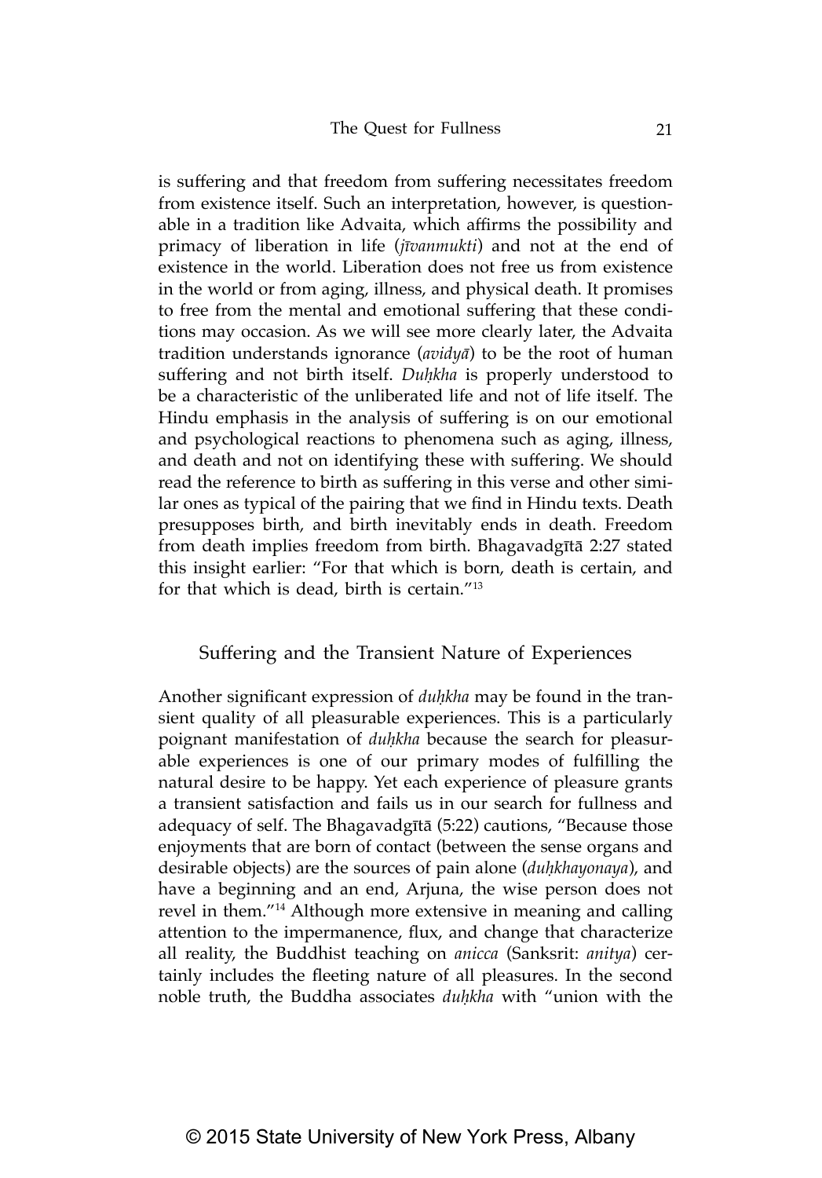is suffering and that freedom from suffering necessitates freedom from existence itself. Such an interpretation, however, is questionable in a tradition like Advaita, which affirms the possibility and primacy of liberation in life (*jīvanmukti*) and not at the end of existence in the world. Liberation does not free us from existence in the world or from aging, illness, and physical death. It promises to free from the mental and emotional suffering that these conditions may occasion. As we will see more clearly later, the Advaita tradition understands ignorance (*avidyā*) to be the root of human suffering and not birth itself. *Duḥkha* is properly understood to be a characteristic of the unliberated life and not of life itself. The Hindu emphasis in the analysis of suffering is on our emotional and psychological reactions to phenomena such as aging, illness, and death and not on identifying these with suffering. We should read the reference to birth as suffering in this verse and other similar ones as typical of the pairing that we find in Hindu texts. Death presupposes birth, and birth inevitably ends in death. Freedom from death implies freedom from birth. Bhagavadgītā 2:27 stated this insight earlier: "For that which is born, death is certain, and for that which is dead, birth is certain."[13]

## Suffering and the Transient Nature of Experiences

Another significant expression of *duḥkha* may be found in the transient quality of all pleasurable experiences. This is a particularly poignant manifestation of *duḥkha* because the search for pleasurable experiences is one of our primary modes of fulfilling the natural desire to be happy. Yet each experience of pleasure grants a transient satisfaction and fails us in our search for fullness and adequacy of self. The Bhagavadgītā (5:22) cautions, "Because those enjoyments that are born of contact (between the sense organs and desirable objects) are the sources of pain alone (*duḥkhayonaya*), and have a beginning and an end, Arjuna, the wise person does not revel in them."[14] Although more extensive in meaning and calling attention to the impermanence, flux, and change that characterize all reality, the Buddhist teaching on *anicca* (Sanksrit: *anitya*) certainly includes the fleeting nature of all pleasures. In the second noble truth, the Buddha associates *duḥkha* with "union with the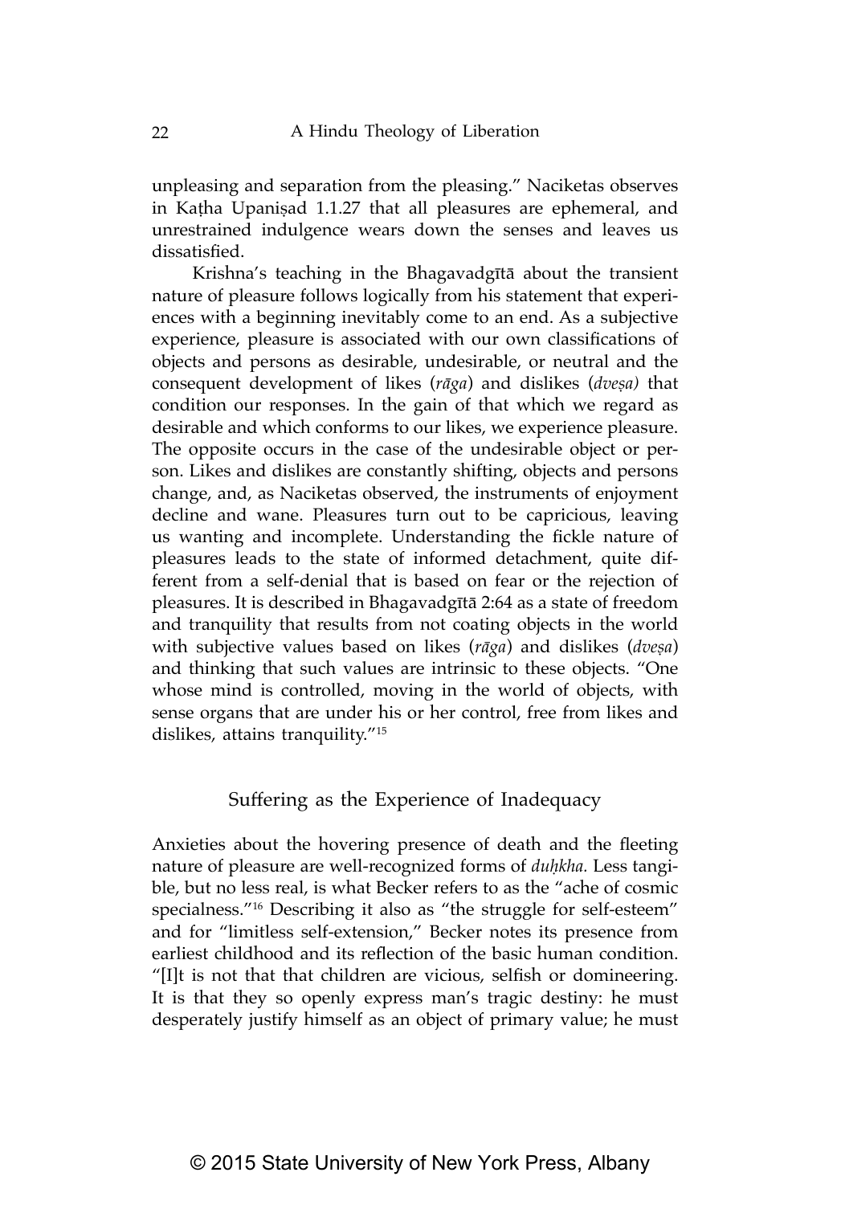unpleasing and separation from the pleasing." Naciketas observes in Kaṭha Upaniṣad 1.1.27 that all pleasures are ephemeral, and unrestrained indulgence wears down the senses and leaves us dissatisfied.

Krishna's teaching in the Bhagavadgītā about the transient nature of pleasure follows logically from his statement that experiences with a beginning inevitably come to an end. As a subjective experience, pleasure is associated with our own classifications of objects and persons as desirable, undesirable, or neutral and the consequent development of likes (*rāga*) and dislikes (*dveṣa)* that condition our responses. In the gain of that which we regard as desirable and which conforms to our likes, we experience pleasure. The opposite occurs in the case of the undesirable object or person. Likes and dislikes are constantly shifting, objects and persons change, and, as Naciketas observed, the instruments of enjoyment decline and wane. Pleasures turn out to be capricious, leaving us wanting and incomplete. Understanding the fickle nature of pleasures leads to the state of informed detachment, quite different from a self-denial that is based on fear or the rejection of pleasures. It is described in Bhagavadgītā 2:64 as a state of freedom and tranquility that results from not coating objects in the world with subjective values based on likes (*rāga*) and dislikes (*dveṣa*) and thinking that such values are intrinsic to these objects. "One whose mind is controlled, moving in the world of objects, with sense organs that are under his or her control, free from likes and dislikes, attains tranquility."[15]

## Suffering as the Experience of Inadequacy

Anxieties about the hovering presence of death and the fleeting nature of pleasure are well-recognized forms of *duḥkha.* Less tangible, but no less real, is what Becker refers to as the "ache of cosmic specialness."[16] Describing it also as "the struggle for self-esteem" and for "limitless self-extension," Becker notes its presence from earliest childhood and its reflection of the basic human condition. "[I]t is not that that children are vicious, selfish or domineering. It is that they so openly express man's tragic destiny: he must desperately justify himself as an object of primary value; he must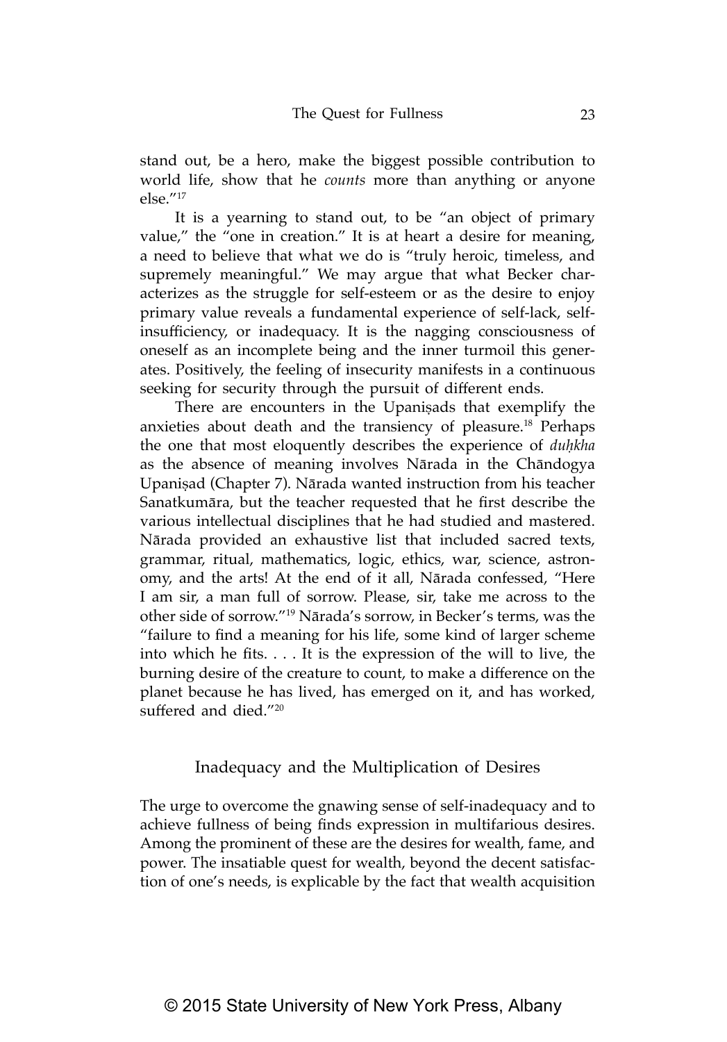stand out, be a hero, make the biggest possible contribution to world life, show that he *counts* more than anything or anyone else."[17]

It is a yearning to stand out, to be "an object of primary value," the "one in creation." It is at heart a desire for meaning, a need to believe that what we do is "truly heroic, timeless, and supremely meaningful." We may argue that what Becker characterizes as the struggle for self-esteem or as the desire to enjoy primary value reveals a fundamental experience of self-lack, self-insufficiency, or inadequacy. It is the nagging consciousness of oneself as an incomplete being and the inner turmoil this generates. Positively, the feeling of insecurity manifests in a continuous seeking for security through the pursuit of different ends.

There are encounters in the Upaniṣads that exemplify the anxieties about death and the transiency of pleasure.[18] Perhaps the one that most eloquently describes the experience of *duḥkha* as the absence of meaning involves Nārada in the Chāndogya Upaniṣad (Chapter 7). Nārada wanted instruction from his teacher Sanatkumāra, but the teacher requested that he first describe the various intellectual disciplines that he had studied and mastered. Nārada provided an exhaustive list that included sacred texts, grammar, ritual, mathematics, logic, ethics, war, science, astronomy, and the arts! At the end of it all, Nārada confessed, "Here I am sir, a man full of sorrow. Please, sir, take me across to the other side of sorrow."[19] Nārada's sorrow, in Becker's terms, was the "failure to find a meaning for his life, some kind of larger scheme into which he fits. . . . It is the expression of the will to live, the burning desire of the creature to count, to make a difference on the planet because he has lived, has emerged on it, and has worked, suffered and died."[20]

## Inadequacy and the Multiplication of Desires

The urge to overcome the gnawing sense of self-inadequacy and to achieve fullness of being finds expression in multifarious desires. Among the prominent of these are the desires for wealth, fame, and power. The insatiable quest for wealth, beyond the decent satisfaction of one's needs, is explicable by the fact that wealth acquisition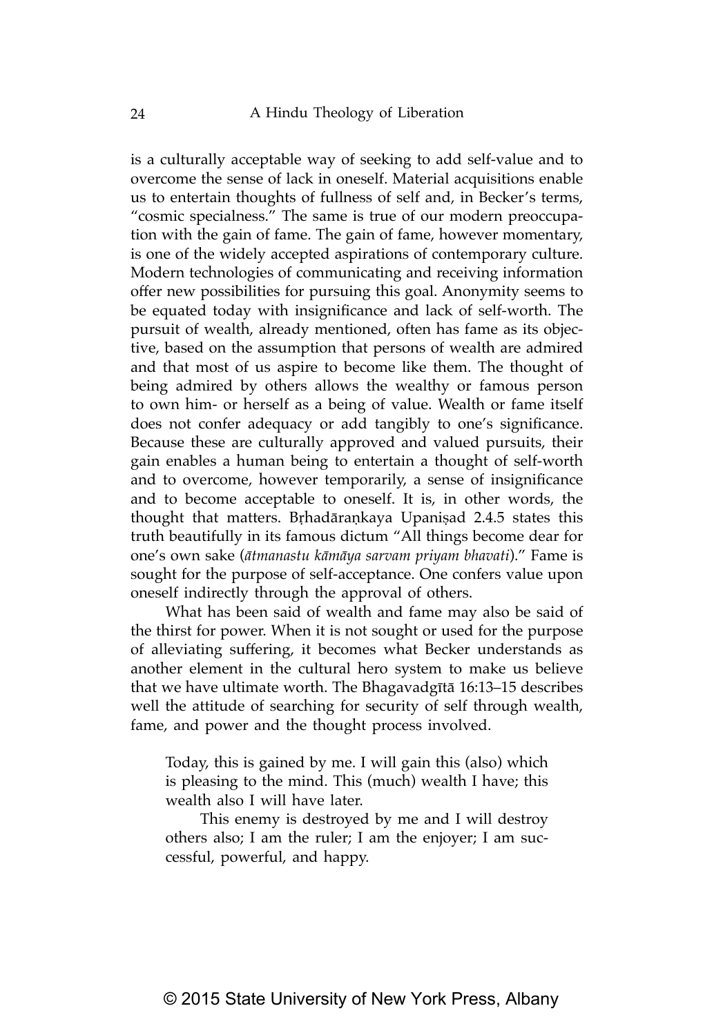is a culturally acceptable way of seeking to add self-value and to overcome the sense of lack in oneself. Material acquisitions enable us to entertain thoughts of fullness of self and, in Becker's terms, "cosmic specialness." The same is true of our modern preoccupation with the gain of fame. The gain of fame, however momentary, is one of the widely accepted aspirations of contemporary culture. Modern technologies of communicating and receiving information offer new possibilities for pursuing this goal. Anonymity seems to be equated today with insignificance and lack of self-worth. The pursuit of wealth, already mentioned, often has fame as its objective, based on the assumption that persons of wealth are admired and that most of us aspire to become like them. The thought of being admired by others allows the wealthy or famous person to own him- or herself as a being of value. Wealth or fame itself does not confer adequacy or add tangibly to one's significance. Because these are culturally approved and valued pursuits, their gain enables a human being to entertain a thought of self-worth and to overcome, however temporarily, a sense of insignificance and to become acceptable to oneself. It is, in other words, the thought that matters. Bṛhadāraṇkaya Upaniṣad 2.4.5 states this truth beautifully in its famous dictum "All things become dear for one's own sake (*ātmanastu kāmāya sarvam priyam bhavati*)." Fame is sought for the purpose of self-acceptance. One confers value upon oneself indirectly through the approval of others.

What has been said of wealth and fame may also be said of the thirst for power. When it is not sought or used for the purpose of alleviating suffering, it becomes what Becker understands as another element in the cultural hero system to make us believe that we have ultimate worth. The Bhagavadgītā 16:13–15 describes well the attitude of searching for security of self through wealth, fame, and power and the thought process involved.

> Today, this is gained by me. I will gain this (also) which is pleasing to the mind. This (much) wealth I have; this wealth also I will have later.
>
> This enemy is destroyed by me and I will destroy others also; I am the ruler; I am the enjoyer; I am successful, powerful, and happy.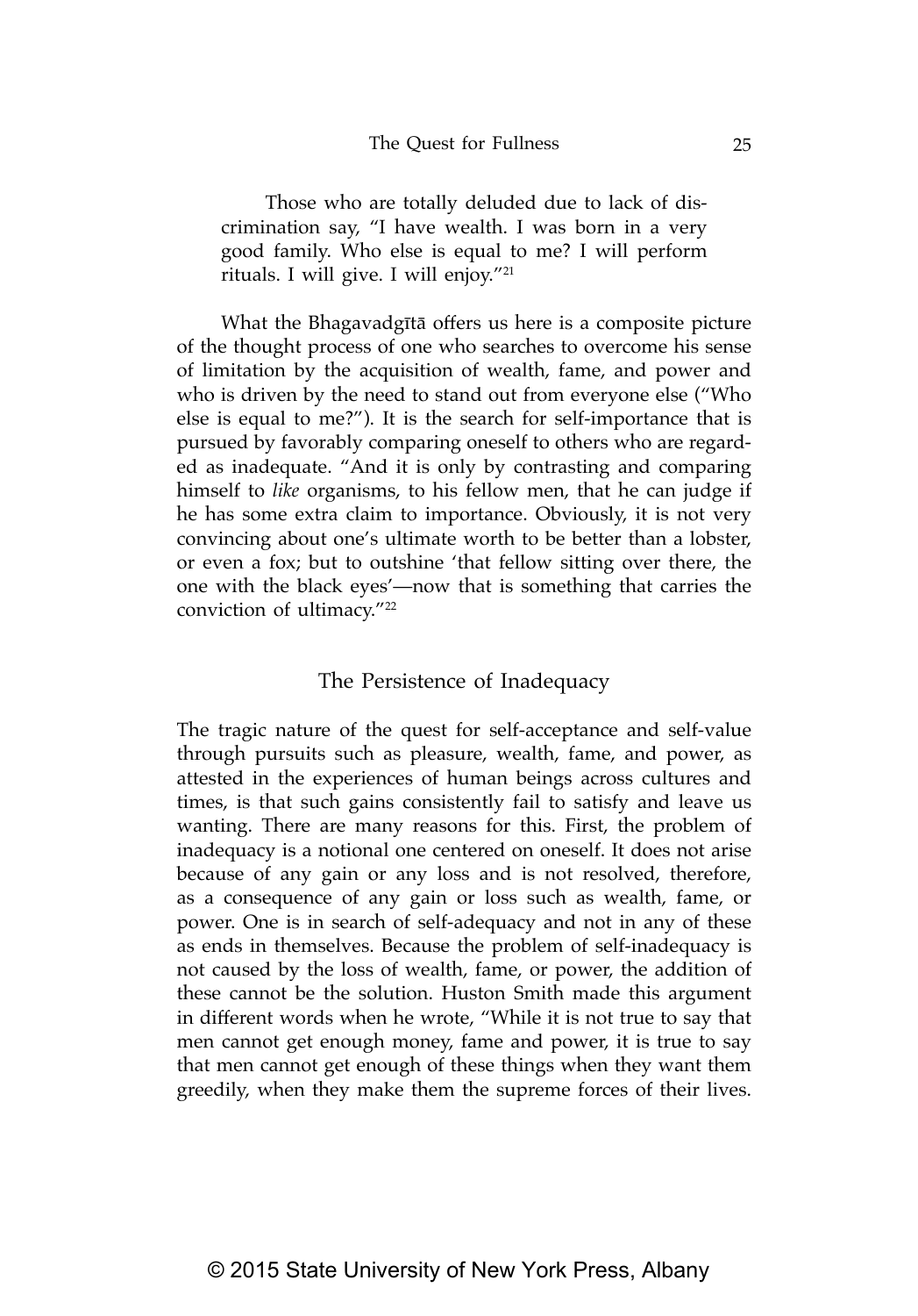> Those who are totally deluded due to lack of discrimination say, "I have wealth. I was born in a very good family. Who else is equal to me? I will perform rituals. I will give. I will enjoy."[21]

What the Bhagavadgītā offers us here is a composite picture of the thought process of one who searches to overcome his sense of limitation by the acquisition of wealth, fame, and power and who is driven by the need to stand out from everyone else ("Who else is equal to me?"). It is the search for self-importance that is pursued by favorably comparing oneself to others who are regarded as inadequate. "And it is only by contrasting and comparing himself to *like* organisms, to his fellow men, that he can judge if he has some extra claim to importance. Obviously, it is not very convincing about one's ultimate worth to be better than a lobster, or even a fox; but to outshine 'that fellow sitting over there, the one with the black eyes'—now that is something that carries the conviction of ultimacy."[22]

## The Persistence of Inadequacy

The tragic nature of the quest for self-acceptance and self-value through pursuits such as pleasure, wealth, fame, and power, as attested in the experiences of human beings across cultures and times, is that such gains consistently fail to satisfy and leave us wanting. There are many reasons for this. First, the problem of inadequacy is a notional one centered on oneself. It does not arise because of any gain or any loss and is not resolved, therefore, as a consequence of any gain or loss such as wealth, fame, or power. One is in search of self-adequacy and not in any of these as ends in themselves. Because the problem of self-inadequacy is not caused by the loss of wealth, fame, or power, the addition of these cannot be the solution. Huston Smith made this argument in different words when he wrote, "While it is not true to say that men cannot get enough money, fame and power, it is true to say that men cannot get enough of these things when they want them greedily, when they make them the supreme forces of their lives.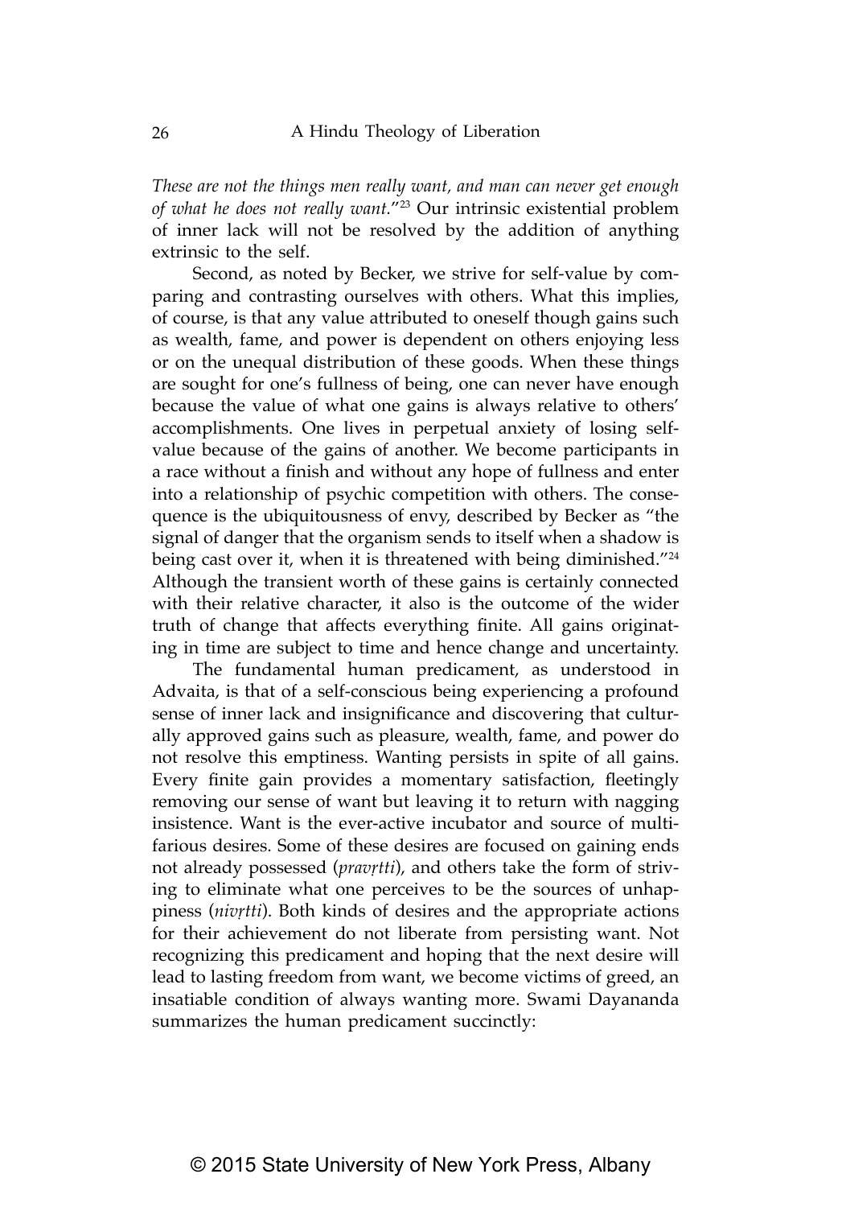*These are not the things men really want, and man can never get enough of what he does not really want.*"[23] Our intrinsic existential problem of inner lack will not be resolved by the addition of anything extrinsic to the self.

Second, as noted by Becker, we strive for self-value by comparing and contrasting ourselves with others. What this implies, of course, is that any value attributed to oneself though gains such as wealth, fame, and power is dependent on others enjoying less or on the unequal distribution of these goods. When these things are sought for one's fullness of being, one can never have enough because the value of what one gains is always relative to others' accomplishments. One lives in perpetual anxiety of losing self-value because of the gains of another. We become participants in a race without a finish and without any hope of fullness and enter into a relationship of psychic competition with others. The consequence is the ubiquitousness of envy, described by Becker as "the signal of danger that the organism sends to itself when a shadow is being cast over it, when it is threatened with being diminished."[24] Although the transient worth of these gains is certainly connected with their relative character, it also is the outcome of the wider truth of change that affects everything finite. All gains originating in time are subject to time and hence change and uncertainty.

The fundamental human predicament, as understood in Advaita, is that of a self-conscious being experiencing a profound sense of inner lack and insignificance and discovering that culturally approved gains such as pleasure, wealth, fame, and power do not resolve this emptiness. Wanting persists in spite of all gains. Every finite gain provides a momentary satisfaction, fleetingly removing our sense of want but leaving it to return with nagging insistence. Want is the ever-active incubator and source of multifarious desires. Some of these desires are focused on gaining ends not already possessed (*pravṛtti*), and others take the form of striving to eliminate what one perceives to be the sources of unhappiness (*nivṛtti*). Both kinds of desires and the appropriate actions for their achievement do not liberate from persisting want. Not recognizing this predicament and hoping that the next desire will lead to lasting freedom from want, we become victims of greed, an insatiable condition of always wanting more. Swami Dayananda summarizes the human predicament succinctly: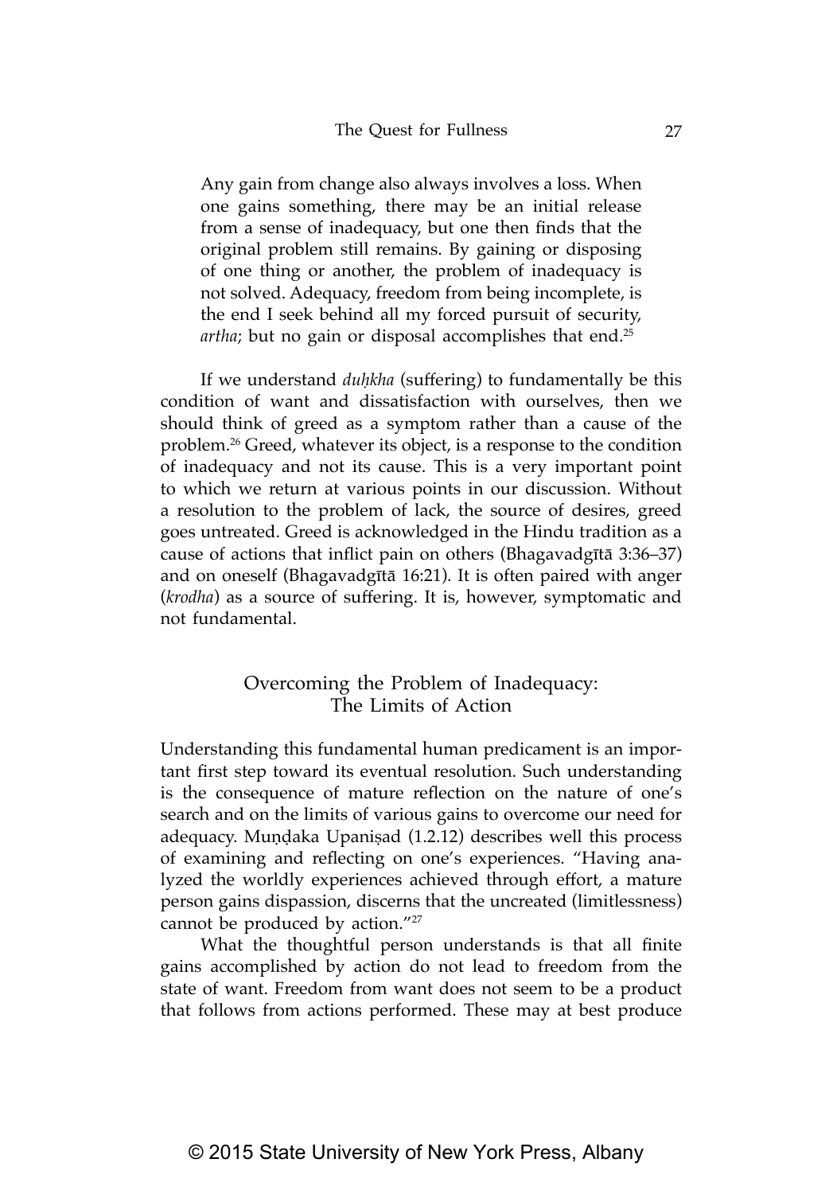> Any gain from change also always involves a loss. When one gains something, there may be an initial release from a sense of inadequacy, but one then finds that the original problem still remains. By gaining or disposing of one thing or another, the problem of inadequacy is not solved. Adequacy, freedom from being incomplete, is the end I seek behind all my forced pursuit of security, *artha*; but no gain or disposal accomplishes that end.[25]

If we understand *duḥkha* (suffering) to fundamentally be this condition of want and dissatisfaction with ourselves, then we should think of greed as a symptom rather than a cause of the problem.[26] Greed, whatever its object, is a response to the condition of inadequacy and not its cause. This is a very important point to which we return at various points in our discussion. Without a resolution to the problem of lack, the source of desires, greed goes untreated. Greed is acknowledged in the Hindu tradition as a cause of actions that inflict pain on others (Bhagavadgītā 3:36–37) and on oneself (Bhagavadgītā 16:21). It is often paired with anger (*krodha*) as a source of suffering. It is, however, symptomatic and not fundamental.

## Overcoming the Problem of Inadequacy: The Limits of Action

Understanding this fundamental human predicament is an important first step toward its eventual resolution. Such understanding is the consequence of mature reflection on the nature of one's search and on the limits of various gains to overcome our need for adequacy. Muṇḍaka Upaniṣad (1.2.12) describes well this process of examining and reflecting on one's experiences. "Having analyzed the worldly experiences achieved through effort, a mature person gains dispassion, discerns that the uncreated (limitlessness) cannot be produced by action."[27]

What the thoughtful person understands is that all finite gains accomplished by action do not lead to freedom from the state of want. Freedom from want does not seem to be a product that follows from actions performed. These may at best produce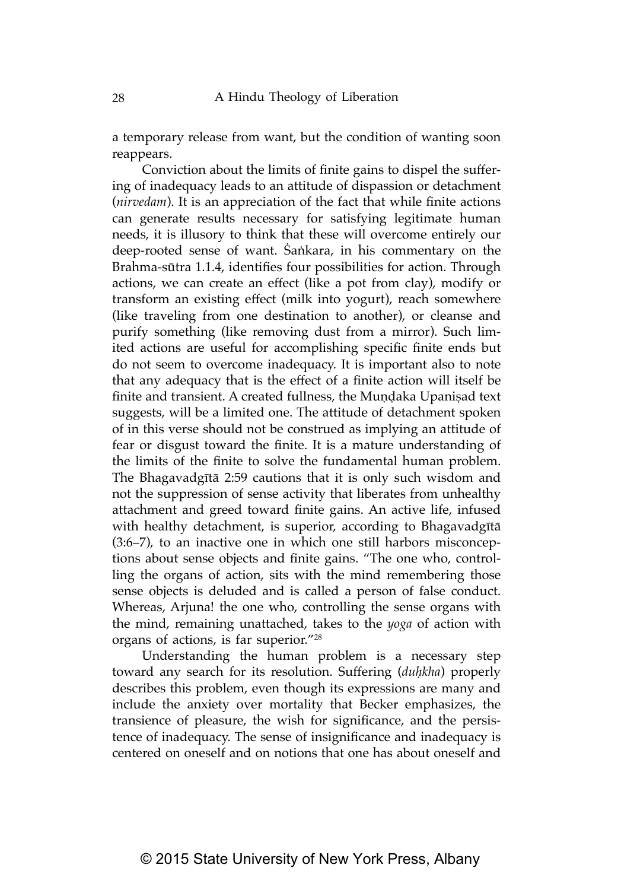a temporary release from want, but the condition of wanting soon reappears.

Conviction about the limits of finite gains to dispel the suffering of inadequacy leads to an attitude of dispassion or detachment (*nirvedam*). It is an appreciation of the fact that while finite actions can generate results necessary for satisfying legitimate human needs, it is illusory to think that these will overcome entirely our deep-rooted sense of want. Śaṅkara, in his commentary on the Brahma-sūtra 1.1.4, identifies four possibilities for action. Through actions, we can create an effect (like a pot from clay), modify or transform an existing effect (milk into yogurt), reach somewhere (like traveling from one destination to another), or cleanse and purify something (like removing dust from a mirror). Such limited actions are useful for accomplishing specific finite ends but do not seem to overcome inadequacy. It is important also to note that any adequacy that is the effect of a finite action will itself be finite and transient. A created fullness, the Muṇḍaka Upaniṣad text suggests, will be a limited one. The attitude of detachment spoken of in this verse should not be construed as implying an attitude of fear or disgust toward the finite. It is a mature understanding of the limits of the finite to solve the fundamental human problem. The Bhagavadgītā 2:59 cautions that it is only such wisdom and not the suppression of sense activity that liberates from unhealthy attachment and greed toward finite gains. An active life, infused with healthy detachment, is superior, according to Bhagavadgītā (3:6–7), to an inactive one in which one still harbors misconceptions about sense objects and finite gains. "The one who, controlling the organs of action, sits with the mind remembering those sense objects is deluded and is called a person of false conduct. Whereas, Arjuna! the one who, controlling the sense organs with the mind, remaining unattached, takes to the *yoga* of action with organs of actions, is far superior."[28]

Understanding the human problem is a necessary step toward any search for its resolution. Suffering (*duḥkha*) properly describes this problem, even though its expressions are many and include the anxiety over mortality that Becker emphasizes, the transience of pleasure, the wish for significance, and the persistence of inadequacy. The sense of insignificance and inadequacy is centered on oneself and on notions that one has about oneself and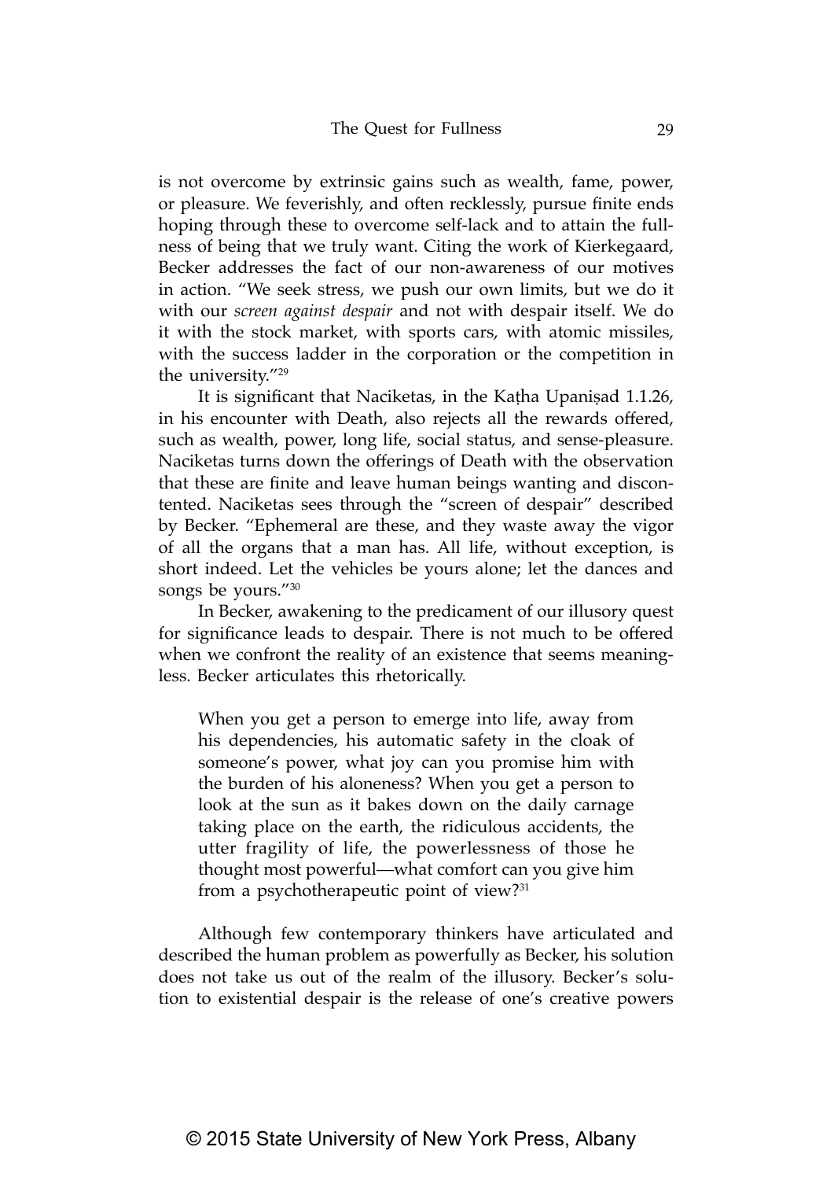is not overcome by extrinsic gains such as wealth, fame, power, or pleasure. We feverishly, and often recklessly, pursue finite ends hoping through these to overcome self-lack and to attain the fullness of being that we truly want. Citing the work of Kierkegaard, Becker addresses the fact of our non-awareness of our motives in action. "We seek stress, we push our own limits, but we do it with our *screen against despair* and not with despair itself. We do it with the stock market, with sports cars, with atomic missiles, with the success ladder in the corporation or the competition in the university."[29]

It is significant that Naciketas, in the Kaṭha Upaniṣad 1.1.26, in his encounter with Death, also rejects all the rewards offered, such as wealth, power, long life, social status, and sense-pleasure. Naciketas turns down the offerings of Death with the observation that these are finite and leave human beings wanting and discontented. Naciketas sees through the "screen of despair" described by Becker. "Ephemeral are these, and they waste away the vigor of all the organs that a man has. All life, without exception, is short indeed. Let the vehicles be yours alone; let the dances and songs be yours."[30]

In Becker, awakening to the predicament of our illusory quest for significance leads to despair. There is not much to be offered when we confront the reality of an existence that seems meaningless. Becker articulates this rhetorically.

> When you get a person to emerge into life, away from his dependencies, his automatic safety in the cloak of someone's power, what joy can you promise him with the burden of his aloneness? When you get a person to look at the sun as it bakes down on the daily carnage taking place on the earth, the ridiculous accidents, the utter fragility of life, the powerlessness of those he thought most powerful—what comfort can you give him from a psychotherapeutic point of view?[31]

Although few contemporary thinkers have articulated and described the human problem as powerfully as Becker, his solution does not take us out of the realm of the illusory. Becker's solution to existential despair is the release of one's creative powers

© 2015 State University of New York Press, Albany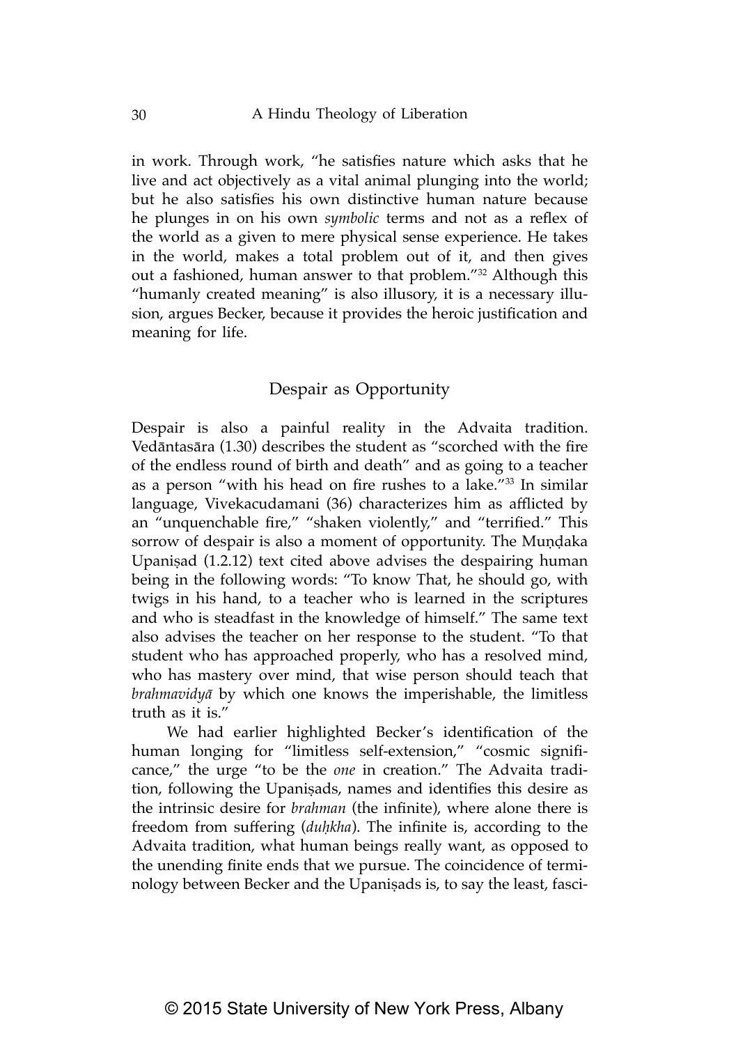in work. Through work, "he satisfies nature which asks that he live and act objectively as a vital animal plunging into the world; but he also satisfies his own distinctive human nature because he plunges in on his own *symbolic* terms and not as a reflex of the world as a given to mere physical sense experience. He takes in the world, makes a total problem out of it, and then gives out a fashioned, human answer to that problem."[32] Although this "humanly created meaning" is also illusory, it is a necessary illusion, argues Becker, because it provides the heroic justification and meaning for life.

## Despair as Opportunity

Despair is also a painful reality in the Advaita tradition. Vedāntasāra (1.30) describes the student as "scorched with the fire of the endless round of birth and death" and as going to a teacher as a person "with his head on fire rushes to a lake."[33] In similar language, Vivekacudamani (36) characterizes him as afflicted by an "unquenchable fire," "shaken violently," and "terrified." This sorrow of despair is also a moment of opportunity. The Muṇḍaka Upaniṣad (1.2.12) text cited above advises the despairing human being in the following words: "To know That, he should go, with twigs in his hand, to a teacher who is learned in the scriptures and who is steadfast in the knowledge of himself." The same text also advises the teacher on her response to the student. "To that student who has approached properly, who has a resolved mind, who has mastery over mind, that wise person should teach that *brahmavidyā* by which one knows the imperishable, the limitless truth as it is."

We had earlier highlighted Becker's identification of the human longing for "limitless self-extension," "cosmic significance," the urge "to be the *one* in creation." The Advaita tradition, following the Upaniṣads, names and identifies this desire as the intrinsic desire for *brahman* (the infinite), where alone there is freedom from suffering (*duḥkha*). The infinite is, according to the Advaita tradition, what human beings really want, as opposed to the unending finite ends that we pursue. The coincidence of terminology between Becker and the Upaniṣads is, to say the least, fasci-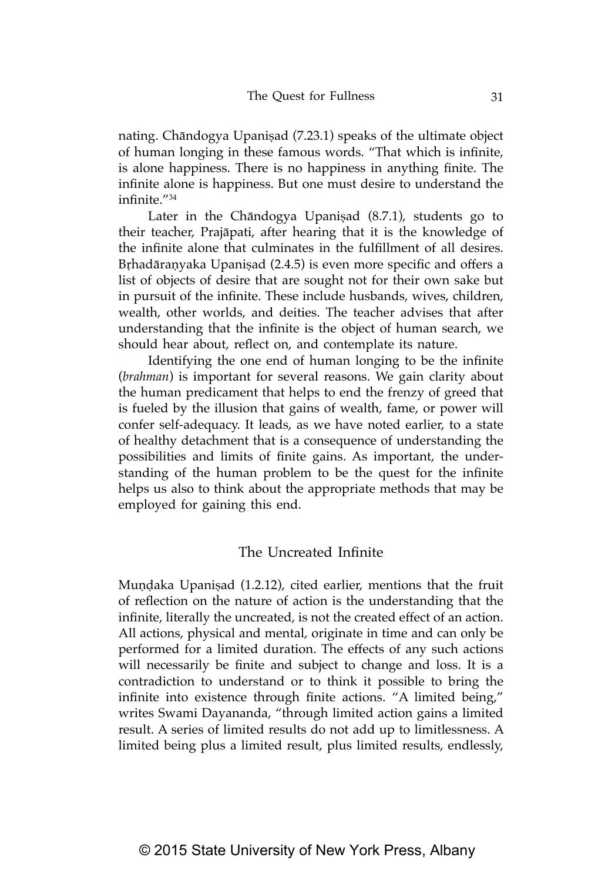nating. Chāndogya Upaniṣad (7.23.1) speaks of the ultimate object of human longing in these famous words. "That which is infinite, is alone happiness. There is no happiness in anything finite. The infinite alone is happiness. But one must desire to understand the infinite."[34]

Later in the Chāndogya Upaniṣad (8.7.1), students go to their teacher, Prajāpati, after hearing that it is the knowledge of the infinite alone that culminates in the fulfillment of all desires. Bṛhadāraṇyaka Upaniṣad (2.4.5) is even more specific and offers a list of objects of desire that are sought not for their own sake but in pursuit of the infinite. These include husbands, wives, children, wealth, other worlds, and deities. The teacher advises that after understanding that the infinite is the object of human search, we should hear about, reflect on, and contemplate its nature.

Identifying the one end of human longing to be the infinite (*brahman*) is important for several reasons. We gain clarity about the human predicament that helps to end the frenzy of greed that is fueled by the illusion that gains of wealth, fame, or power will confer self-adequacy. It leads, as we have noted earlier, to a state of healthy detachment that is a consequence of understanding the possibilities and limits of finite gains. As important, the understanding of the human problem to be the quest for the infinite helps us also to think about the appropriate methods that may be employed for gaining this end.

## The Uncreated Infinite

Muṇḍaka Upaniṣad (1.2.12), cited earlier, mentions that the fruit of reflection on the nature of action is the understanding that the infinite, literally the uncreated, is not the created effect of an action. All actions, physical and mental, originate in time and can only be performed for a limited duration. The effects of any such actions will necessarily be finite and subject to change and loss. It is a contradiction to understand or to think it possible to bring the infinite into existence through finite actions. "A limited being," writes Swami Dayananda, "through limited action gains a limited result. A series of limited results do not add up to limitlessness. A limited being plus a limited result, plus limited results, endlessly,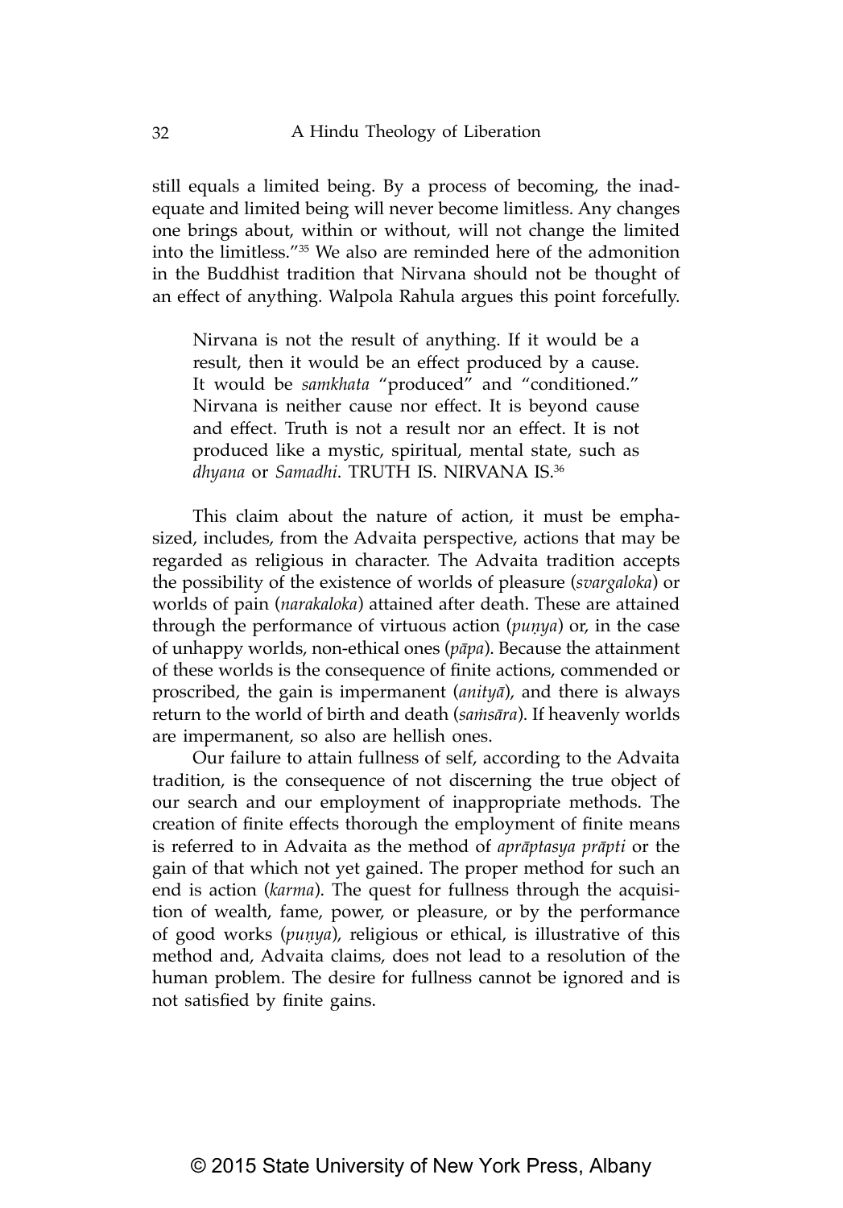still equals a limited being. By a process of becoming, the inadequate and limited being will never become limitless. Any changes one brings about, within or without, will not change the limited into the limitless."[35] We also are reminded here of the admonition in the Buddhist tradition that Nirvana should not be thought of an effect of anything. Walpola Rahula argues this point forcefully.

> Nirvana is not the result of anything. If it would be a result, then it would be an effect produced by a cause. It would be *samkhata* "produced" and "conditioned." Nirvana is neither cause nor effect. It is beyond cause and effect. Truth is not a result nor an effect. It is not produced like a mystic, spiritual, mental state, such as *dhyana* or *Samadhi*. TRUTH IS. NIRVANA IS.[36]

This claim about the nature of action, it must be emphasized, includes, from the Advaita perspective, actions that may be regarded as religious in character. The Advaita tradition accepts the possibility of the existence of worlds of pleasure (*svargaloka*) or worlds of pain (*narakaloka*) attained after death. These are attained through the performance of virtuous action (*puṇya*) or, in the case of unhappy worlds, non-ethical ones (*pāpa*). Because the attainment of these worlds is the consequence of finite actions, commended or proscribed, the gain is impermanent (*anityā*), and there is always return to the world of birth and death (*saṁsāra*). If heavenly worlds are impermanent, so also are hellish ones.

Our failure to attain fullness of self, according to the Advaita tradition, is the consequence of not discerning the true object of our search and our employment of inappropriate methods. The creation of finite effects thorough the employment of finite means is referred to in Advaita as the method of *aprāptasya prāpti* or the gain of that which not yet gained. The proper method for such an end is action (*karma*). The quest for fullness through the acquisition of wealth, fame, power, or pleasure, or by the performance of good works (*puṇya*), religious or ethical, is illustrative of this method and, Advaita claims, does not lead to a resolution of the human problem. The desire for fullness cannot be ignored and is not satisfied by finite gains.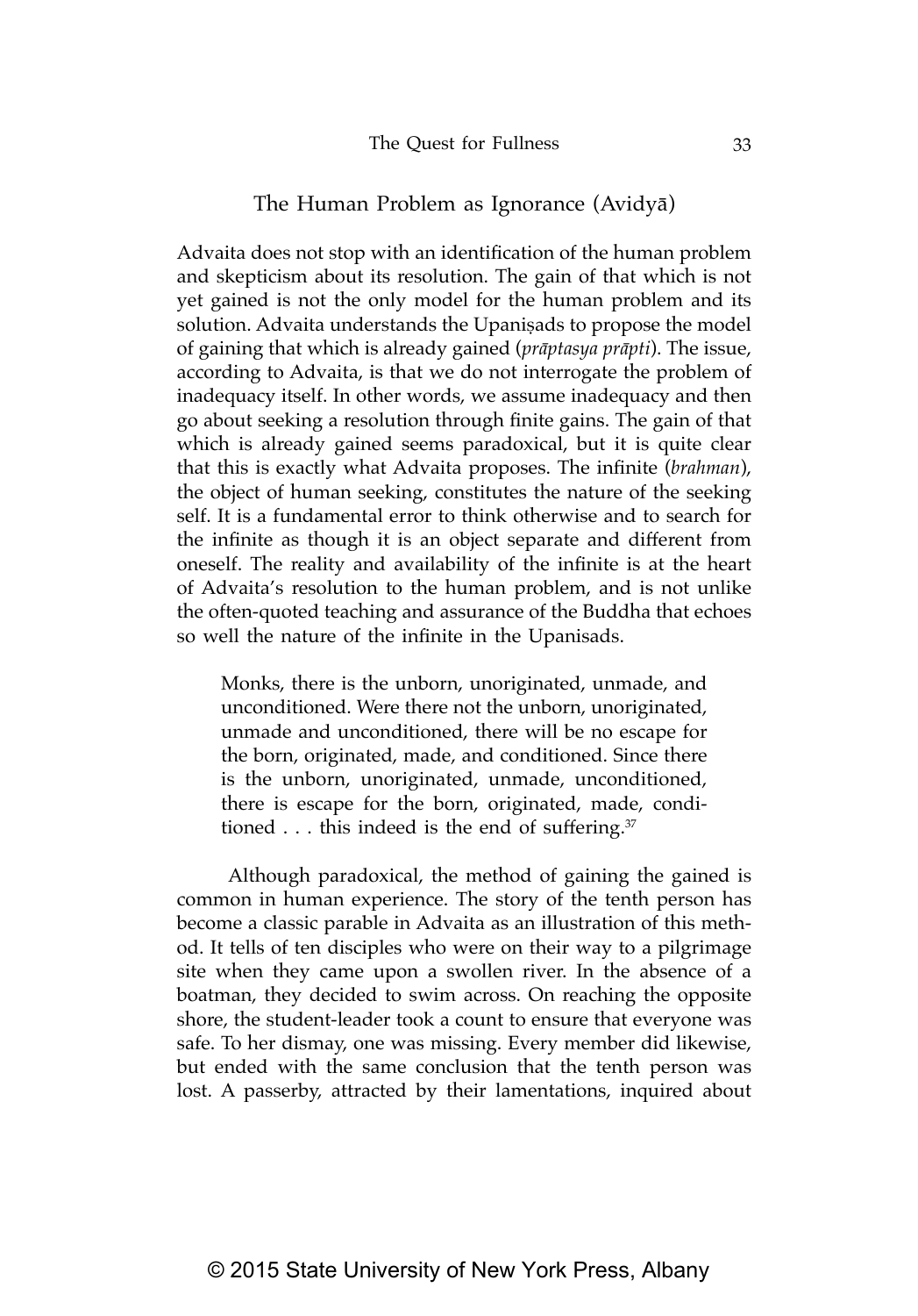## The Human Problem as Ignorance (Avidyā)

Advaita does not stop with an identification of the human problem and skepticism about its resolution. The gain of that which is not yet gained is not the only model for the human problem and its solution. Advaita understands the Upaniṣads to propose the model of gaining that which is already gained (*prāptasya prāpti*). The issue, according to Advaita, is that we do not interrogate the problem of inadequacy itself. In other words, we assume inadequacy and then go about seeking a resolution through finite gains. The gain of that which is already gained seems paradoxical, but it is quite clear that this is exactly what Advaita proposes. The infinite (*brahman*), the object of human seeking, constitutes the nature of the seeking self. It is a fundamental error to think otherwise and to search for the infinite as though it is an object separate and different from oneself. The reality and availability of the infinite is at the heart of Advaita's resolution to the human problem, and is not unlike the often-quoted teaching and assurance of the Buddha that echoes so well the nature of the infinite in the Upanisads.

> Monks, there is the unborn, unoriginated, unmade, and unconditioned. Were there not the unborn, unoriginated, unmade and unconditioned, there will be no escape for the born, originated, made, and conditioned. Since there is the unborn, unoriginated, unmade, unconditioned, there is escape for the born, originated, made, conditioned . . . this indeed is the end of suffering.[37]

Although paradoxical, the method of gaining the gained is common in human experience. The story of the tenth person has become a classic parable in Advaita as an illustration of this method. It tells of ten disciples who were on their way to a pilgrimage site when they came upon a swollen river. In the absence of a boatman, they decided to swim across. On reaching the opposite shore, the student-leader took a count to ensure that everyone was safe. To her dismay, one was missing. Every member did likewise, but ended with the same conclusion that the tenth person was lost. A passerby, attracted by their lamentations, inquired about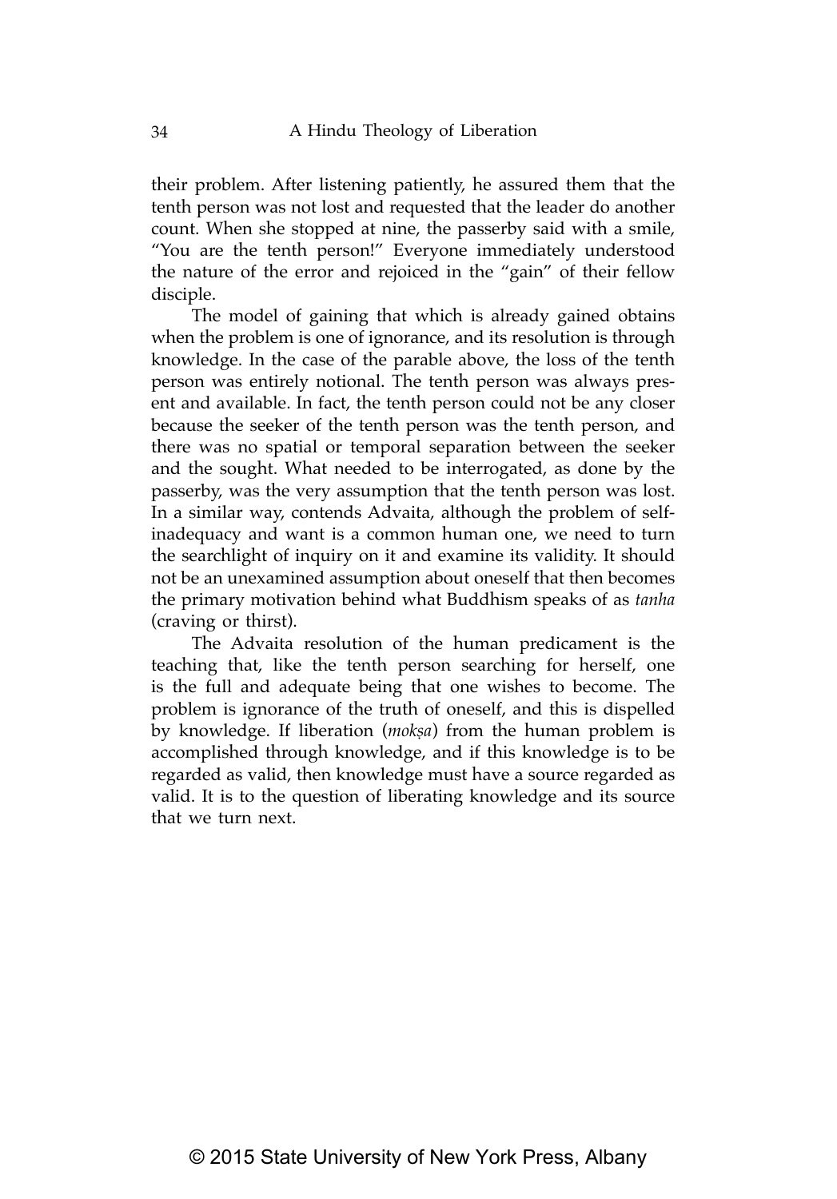their problem. After listening patiently, he assured them that the tenth person was not lost and requested that the leader do another count. When she stopped at nine, the passerby said with a smile, "You are the tenth person!" Everyone immediately understood the nature of the error and rejoiced in the "gain" of their fellow disciple.

The model of gaining that which is already gained obtains when the problem is one of ignorance, and its resolution is through knowledge. In the case of the parable above, the loss of the tenth person was entirely notional. The tenth person was always present and available. In fact, the tenth person could not be any closer because the seeker of the tenth person was the tenth person, and there was no spatial or temporal separation between the seeker and the sought. What needed to be interrogated, as done by the passerby, was the very assumption that the tenth person was lost. In a similar way, contends Advaita, although the problem of self-inadequacy and want is a common human one, we need to turn the searchlight of inquiry on it and examine its validity. It should not be an unexamined assumption about oneself that then becomes the primary motivation behind what Buddhism speaks of as *tanha* (craving or thirst).

The Advaita resolution of the human predicament is the teaching that, like the tenth person searching for herself, one is the full and adequate being that one wishes to become. The problem is ignorance of the truth of oneself, and this is dispelled by knowledge. If liberation (*mokṣa*) from the human problem is accomplished through knowledge, and if this knowledge is to be regarded as valid, then knowledge must have a source regarded as valid. It is to the question of liberating knowledge and its source that we turn next.

© 2015 State University of New York Press, Albany